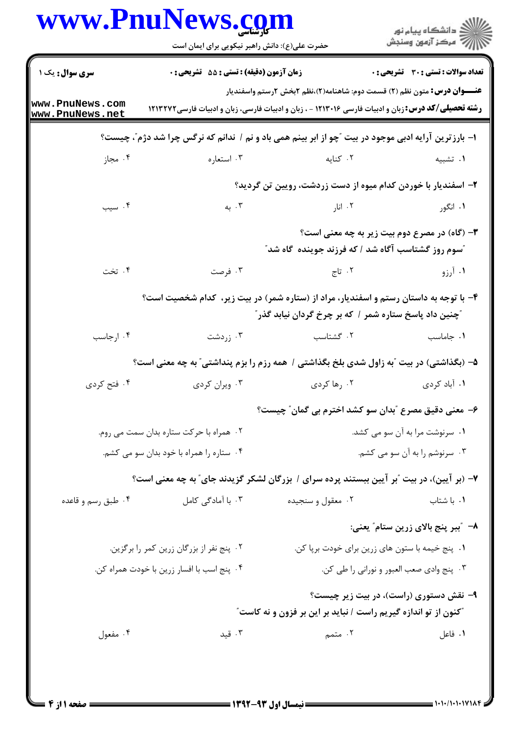**سری سوال:** یک ۱

**زمان آزمون (دقیقه) : تستی : ۵۵ تشریحی : ۰**

**تعداد سوالات : تستی : ۳۰ تشریحی : ۰**

**عنـــوان درس:** متون نظم (۲) قسمت دوم: شاهنامه(۲)،نظم ۲بخش ۲رستم واسفندیار

**رشته تحصیلی/کد درس:** زبان و ادبیات فارسی ۱۲۱۳۰۱۶ - ، زبان و ادبیات فارسی، زبان و ادبیات فارسی۱۲۱۳۲۷۲

**۱- بارزترین آرایه ادبی موجود در بیت "چو از ابر بینم همی باد و نم / ندانم که نرگس چرا شد دژم"، چیست؟**

۱. تشبیه
۲. کنایه
۳. استعاره
۴. مجاز

**۲- اسفندیار با خوردن کدام میوه از دست زردشت، رویین تن گردید؟**

۱. انگور
۲. انار
۳. به
۴. سیب

**۳- (گاه) در مصرع دوم بیت زیر به چه معنی است؟**

"سوم روز گشتاسب آگاه شد / که فرزند جوینده گاه شد"

۱. آرزو
۲. تاج
۳. فرصت
۴. تخت

**۴- با توجه به داستان رستم و اسفندیار، مراد از (ستاره شمر) در بیت زیر، کدام شخصیت است؟**

"چنین داد پاسخ ستاره شمر / که بر چرخ گردان نیابد گذر"

۱. جاماسب
۲. گشتاسب
۳. زردشت
۴. ارجاسب

**۵- (بگذاشتی) در بیت "به زاول شدی بلخ بگذاشتی / همه رزم را بزم پنداشتی" به چه معنی است؟**

۱. آباد کردی
۲. رها کردی
۳. ویران کردی
۴. فتح کردی

**۶- معنی دقیق مصرع "بدان سو کشد اخترم بی گمان" چیست؟**

۱. سرنوشت مرا به آن سو می کشد.
۲. همراه با حرکت ستاره بدان سمت می روم.
۳. سرنوشم را به آن سو می کشم.
۴. ستاره را همراه با خود بدان سو می کشم.

**۷- (بر آیین)، در بیت "بر آیین ببستند پرده سرای / بزرگان لشکر گزیدند جای" به چه معنی است؟**

۱. با شتاب
۲. معقول و سنجیده
۳. با آمادگی کامل
۴. طبق رسم و قاعده

**۸- "ببر پنج بالای زرین ستام" یعنی:**

۱. پنج خیمه با ستون های زرین برای خودت برپا کن.
۲. پنج نفر از بزرگان زرین کمر را برگزین.
۳. پنج وادی صعب العبور و نورانی را طی کن.
۴. پنج اسب با افسار زرین با خودت همراه کن.

**۹- نقش دستوری (راست)، در بیت زیر چیست؟**

"کنون از تو اندازه گیریم راست / نباید بر این بر فزون و نه کاست"

۱. فاعل
۲. متمم
۳. قید
۴. مفعول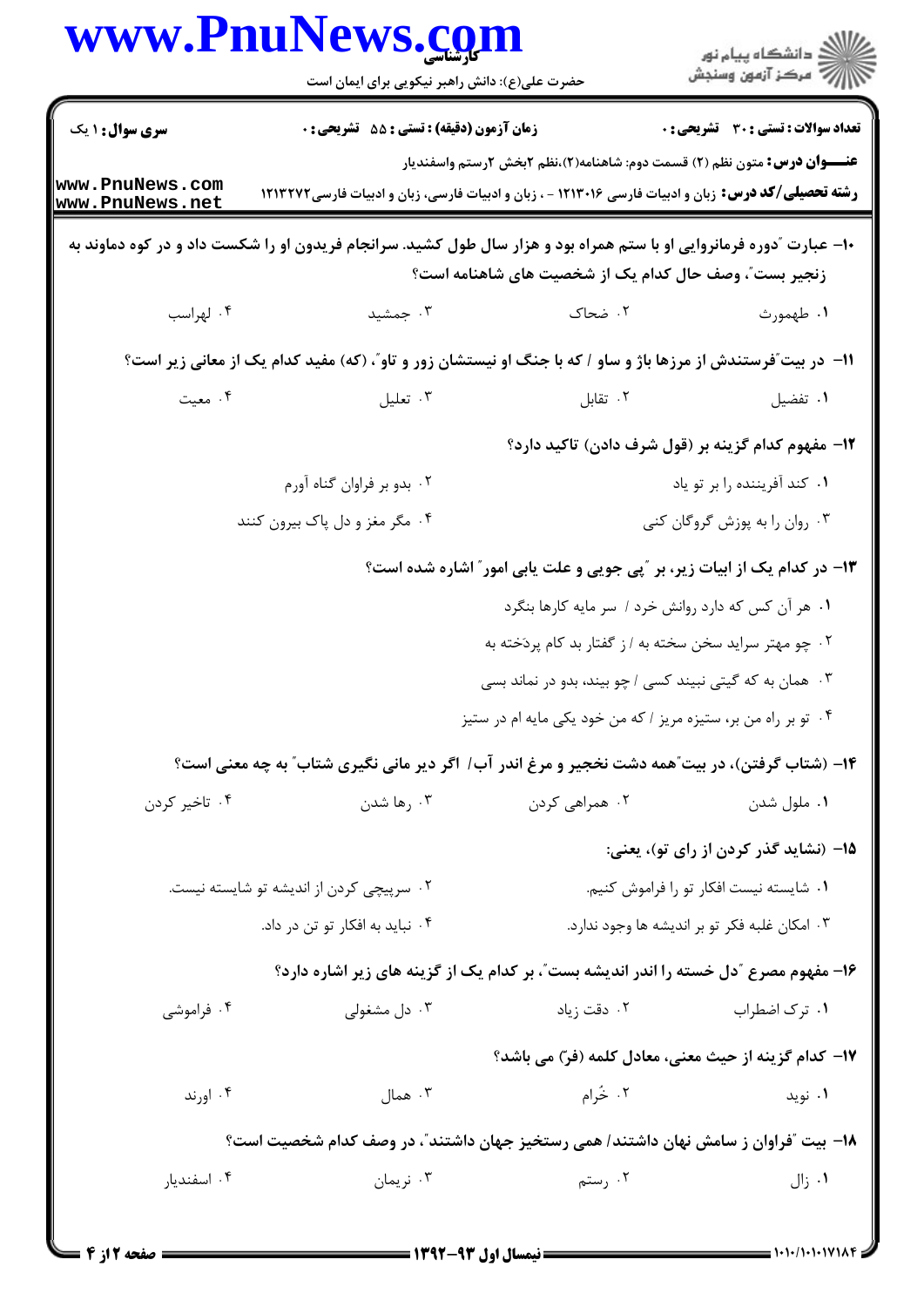**سری سوال:** ۱ یک | **زمان آزمون (دقیقه) : تستی :** ۵۵ **تشریحی :** ۰ | **تعداد سوالات : تستی :** ۳۰ **تشریحی :** ۰

**عنـــوان درس:** متون نظم (۲) قسمت دوم: شاهنامه(۲)،نظم ۲بخش ۲رستم واسفندیار

**رشته تحصیلی/کد درس:** زبان و ادبیات فارسی ۱۲۱۳۰۱۶ - ، زبان و ادبیات فارسی، زبان و ادبیات فارسی۱۲۱۳۲۷۲

۱۰- عبارت "دوره فرمانروایی او با ستم همراه بود و هزار سال طول کشید. سرانجام فریدون او را شکست داد و در کوه دماوند به زنجیر بست"، وصف حال کدام یک از شخصیت های شاهنامه است؟

۱. طهمورث
۲. ضحاک
۳. جمشید
۴. لهراسب

۱۱- در بیت"فرستندش از مرزها باژ و ساو / که با جنگ او نیستشان زور و تاو"، (که) مفید کدام یک از معانی زیر است؟

۱. تفضیل
۲. تقابل
۳. تعلیل
۴. معیت

۱۲- مفهوم کدام گزینه بر (قول شرف دادن) تاکید دارد؟

۱. کند آفریننده را بر تو یاد
۲. بدو بر فراوان گناه آورم
۳. روان را به پوزش گروگان کنی
۴. مگر مغز و دل پاک بیرون کنند

۱۳- در کدام یک از ابیات زیر، بر "پی جویی و علت یابی امور" اشاره شده است؟

۱. هر آن کس که دارد روانش خرد / سر مایه کارها بنگرد
۲. چو مهتر سراید سخن سخته به / ز گفتار بد کام پردَخته به
۳. همان به که گیتی نبیند کسی / چو بیند، بدو در نماند بسی
۴. تو بر راه من بر، ستیزه مریز / که من خود یکی مایه ام در ستیز

۱۴- (شتاب گرفتن)، در بیت"همه دشت نخجیر و مرغ اندر آب/ اگر دیر مانی نگیری شتاب" به چه معنی است؟

۱. ملول شدن
۲. همراهی کردن
۳. رها شدن
۴. تاخیر کردن

۱۵- (نشاید گذر کردن از رای تو)، یعنی:

۱. شایسته نیست افکار تو را فراموش کنیم.
۲. سرپیچی کردن از اندیشه تو شایسته نیست.
۳. امکان غلبه فکر تو بر اندیشه ها وجود ندارد.
۴. نباید به افکار تو تن در داد.

۱۶- مفهوم مصرع "دل خسته را اندر اندیشه بست"، بر کدام یک از گزینه های زیر اشاره دارد؟

۱. ترک اضطراب
۲. دقت زیاد
۳. دل مشغولی
۴. فراموشی

۱۷- کدام گزینه از حیث معنی، معادل کلمه (فرّ) می باشد؟

۱. نوید
۲. خُرام
۳. همال
۴. اورند

۱۸- بیت "فراوان ز سامش نهان داشتند/ همی رستخیز جهان داشتند"، در وصف کدام شخصیت است؟

۱. زال
۲. رستم
۳. نریمان
۴. اسفندیار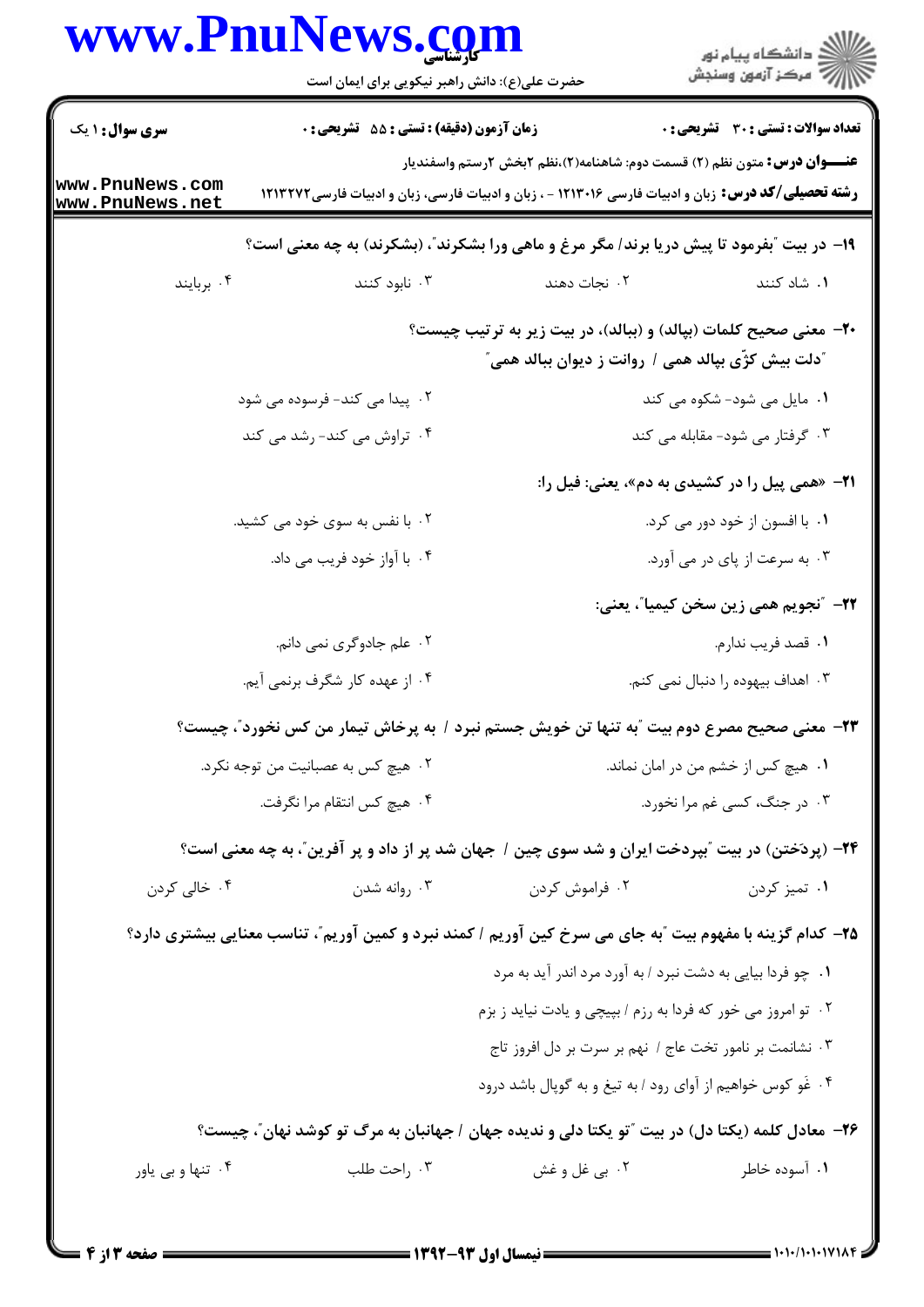۱۹- در بیت "بفرمود تا پیش دریا برند/ مگر مرغ و ماهی ورا بشکرند"، (بشکرند) به چه معنی است؟

۱. شاد کنند
۲. نجات دهند
۳. نابود کنند
۴. بربایند

۲۰- معنی صحیح کلمات (بپالد) و (ببالد)، در بیت زیر به ترتیب چیست؟

"دلت بیش کژّی بپالد همی / روانت ز دیوان ببالد همی"

۱. مایل می شود- شکوه می کند
۲. پیدا می کند- فرسوده می شود
۳. گرفتار می شود- مقابله می کند
۴. تراوش می کند- رشد می کند

۲۱- «همی پیل را در کشیدی به دم»، یعنی: فیل را:

۱. با افسون از خود دور می کرد.
۲. با نفس به سوی خود می کشید.
۳. به سرعت از پای در می آورد.
۴. با آواز خود فریب می داد.

۲۲- "نجویم همی زین سخن کیمیا"، یعنی:

۱. قصد فریب ندارم.
۲. علم جادوگری نمی دانم.
۳. اهداف بیهوده را دنبال نمی کنم.
۴. از عهده کار شگرف برنمی آیم.

۲۳- معنی صحیح مصرع دوم بیت "به تنها تن خویش جستم نبرد / به پرخاش تیمار من کس نخورد"، چیست؟

۱. هیچ کس از خشم من در امان نماند.
۲. هیچ کس به عصبانیت من توجه نکرد.
۳. در جنگ، کسی غم مرا نخورد.
۴. هیچ کس انتقام مرا نگرفت.

۲۴- (پردختن) در بیت "بپردخت ایران و شد سوی چین / جهان شد پر از داد و پر آفرین"، به چه معنی است؟

۱. تمیز کردن
۲. فراموش کردن
۳. روانه شدن
۴. خالی کردن

۲۵- کدام گزینه با مفهوم بیت "به جای می سرخ کین آوریم / کمند نبرد و کمین آوریم"، تناسب معنایی بیشتری دارد؟

۱. چو فردا بیایی به دشت نبرد / به آورد مرد اندر آید به مرد
۲. تو امروز می خور که فردا به رزم / بپیچی و یادت نیاید ز بزم
۳. نشانمت بر نامور تخت عاج / نهم بر سرت بر دل افروز تاج
۴. غَو کوس خواهیم از آوای رود / به تیغ و به گوپال باشد درود

۲۶- معادل کلمه (یکتا دل) در بیت "تو یکتا دلی و ندیده جهان / جهانبان به مرگ تو کوشد نهان"، چیست؟

۱. آسوده خاطر
۲. بی غل و غش
۳. راحت طلب
۴. تنها و بی یاور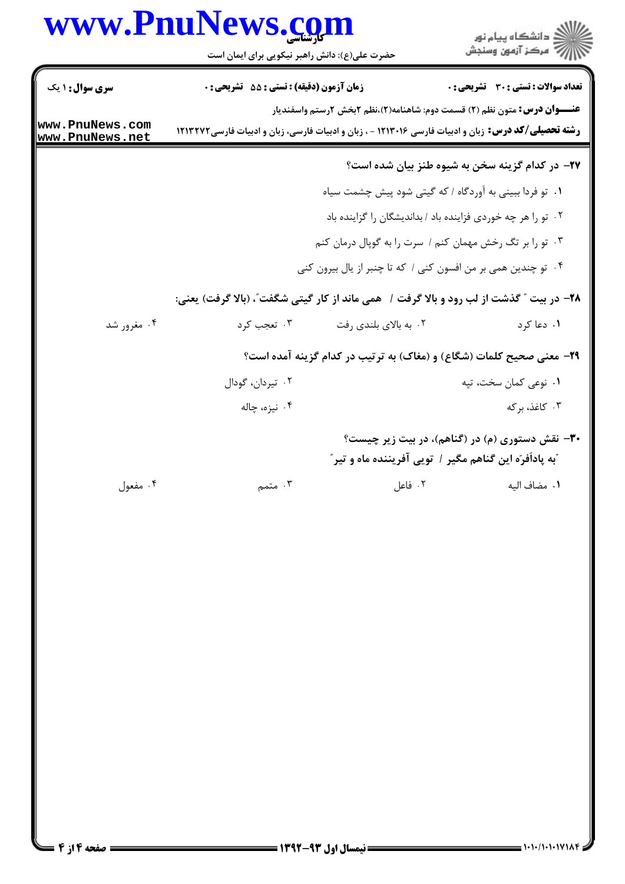**۲۷– در کدام گزینه سخن به شیوه طنز بیان شده است؟**

۱. تو فردا ببینی به آوردگاه / که گیتی شود پیش چشمت سیاه

۲. تو را هر چه خوردی فزاینده باد / بداندیشگان را گزاینده باد

۳. تو را بر تگ رخش مهمان کنم / سرت را به گوپال درمان کنم

۴. تو چندین همی بر من افسون کنی / که تا چنبر از یال بیرون کنی

**۲۸– در بیت " گذشت از لب رود و بالا گرفت / همی ماند از کار گیتی شگفت"، (بالا گرفت) یعنی:**

۱. دعا کرد
۲. به بالای بلندی رفت
۳. تعجب کرد
۴. مغرور شد

**۲۹– معنی صحیح کلمات (شگاع) و (مغاک) به ترتیب در کدام گزینه آمده است؟**

۱. نوعی کمان سخت، تپه
۲. تیردان، گودال
۳. کاغذ، برکه
۴. نیزه، چاله

**۳۰– نقش دستوری (م) در (گناهم)، در بیت زیر چیست؟**

"به پادافرَه این گناهم مگیر / تویی آفریننده ماه و تیر"

۱. مضاف الیه
۲. فاعل
۳. متمم
۴. مفعول